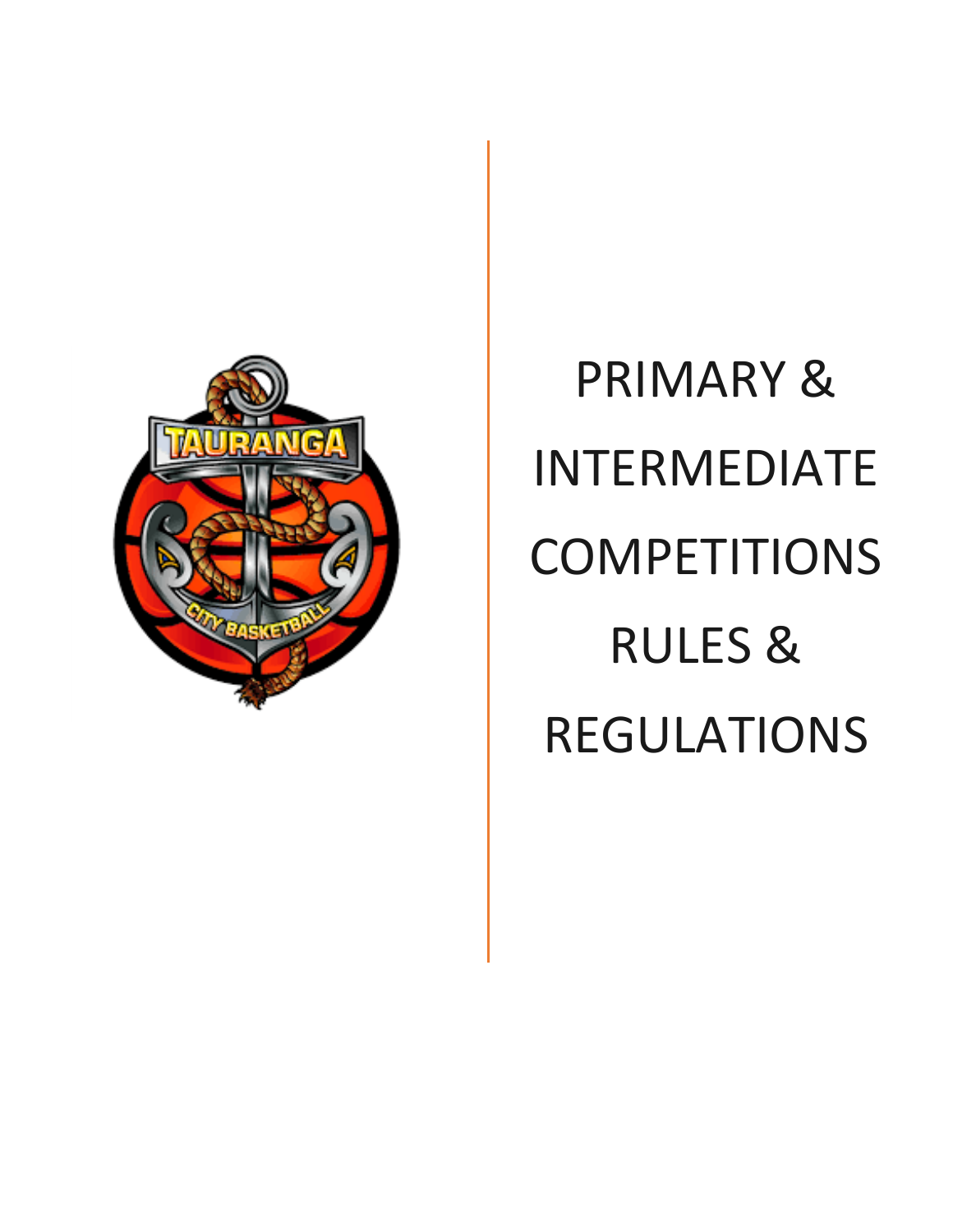# PRIMARY & INTERMEDIATE COMPETITIONS RULES & REGULATIONS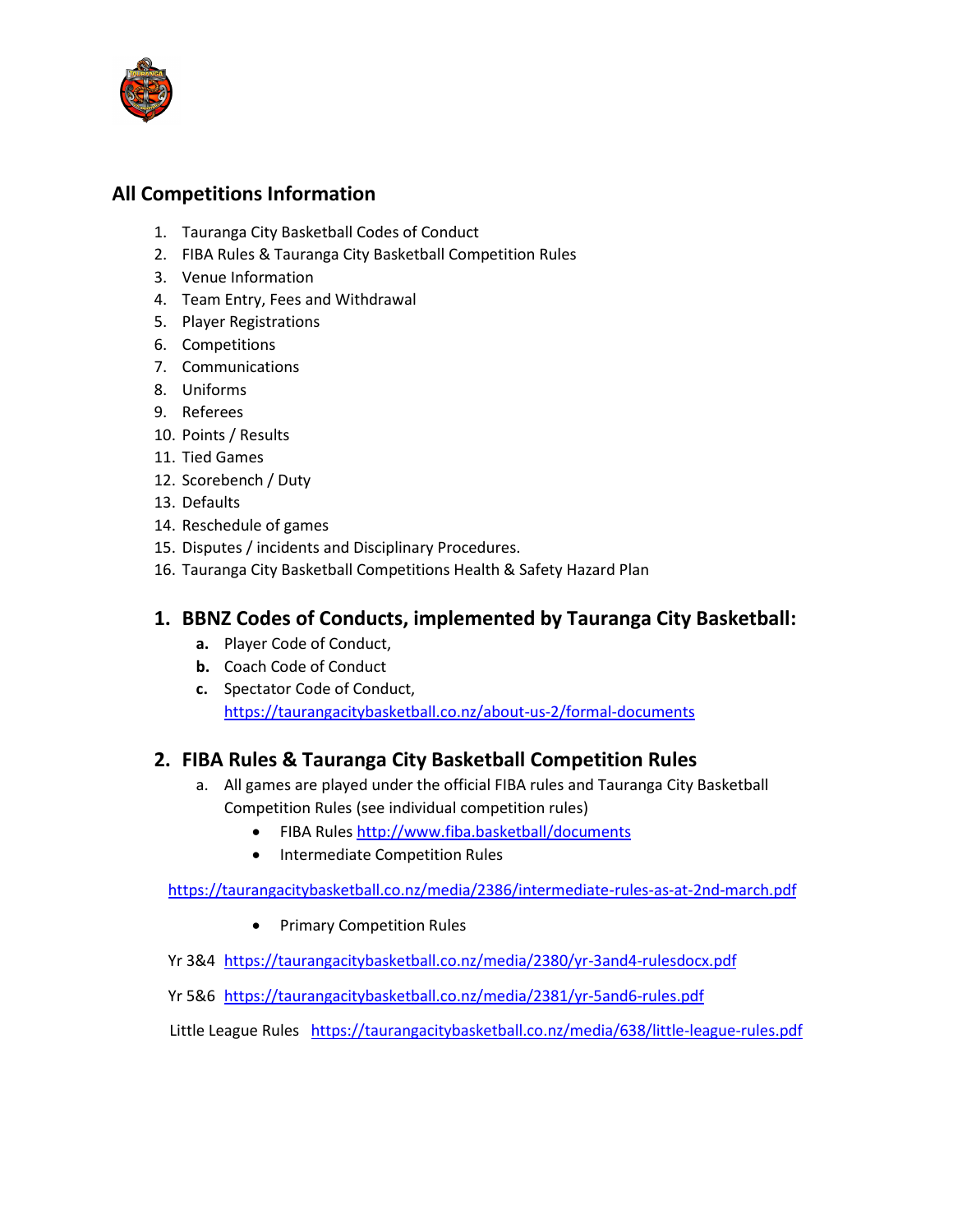## All Competitions Information

1. Tauranga City Basketball Codes of Conduct
2. FIBA Rules & Tauranga City Basketball Competition Rules
3. Venue Information
4. Team Entry, Fees and Withdrawal
5. Player Registrations
6. Competitions
7. Communications
8. Uniforms
9. Referees
10. Points / Results
11. Tied Games
12. Scorebench / Duty
13. Defaults
14. Reschedule of games
15. Disputes / incidents and Disciplinary Procedures.
16. Tauranga City Basketball Competitions Health & Safety Hazard Plan

### 1. BBNZ Codes of Conducts, implemented by Tauranga City Basketball:

a. Player Code of Conduct,

b. Coach Code of Conduct

c. Spectator Code of Conduct,
   https://taurangacitybasketball.co.nz/about-us-2/formal-documents

### 2. FIBA Rules & Tauranga City Basketball Competition Rules

a. All games are played under the official FIBA rules and Tauranga City Basketball Competition Rules (see individual competition rules)

- FIBA Rules http://www.fiba.basketball/documents
- Intermediate Competition Rules

https://taurangacitybasketball.co.nz/media/2386/intermediate-rules-as-at-2nd-march.pdf

- Primary Competition Rules

Yr 3&4 https://taurangacitybasketball.co.nz/media/2380/yr-3and4-rulesdocx.pdf

Yr 5&6 https://taurangacitybasketball.co.nz/media/2381/yr-5and6-rules.pdf

Little League Rules https://taurangacitybasketball.co.nz/media/638/little-league-rules.pdf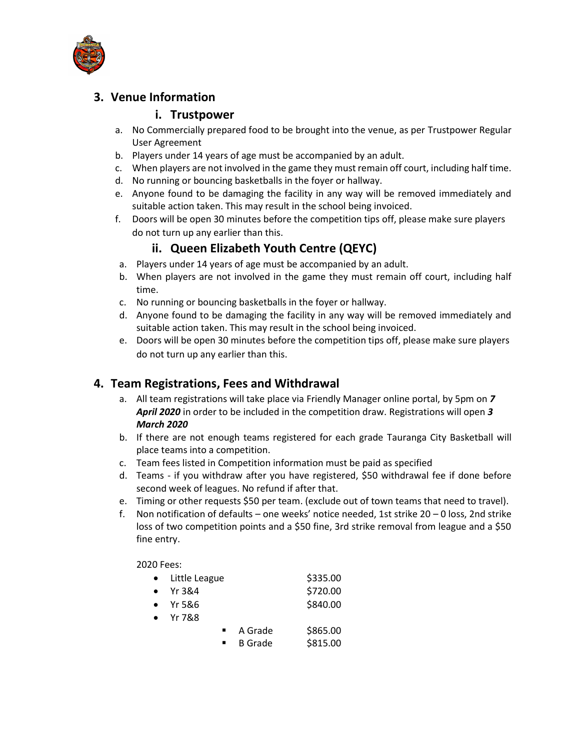## 3. Venue Information

### i. Trustpower

a. No Commercially prepared food to be brought into the venue, as per Trustpower Regular User Agreement
b. Players under 14 years of age must be accompanied by an adult.
c. When players are not involved in the game they must remain off court, including half time.
d. No running or bouncing basketballs in the foyer or hallway.
e. Anyone found to be damaging the facility in any way will be removed immediately and suitable action taken. This may result in the school being invoiced.
f. Doors will be open 30 minutes before the competition tips off, please make sure players do not turn up any earlier than this.

### ii. Queen Elizabeth Youth Centre (QEYC)

a. Players under 14 years of age must be accompanied by an adult.
b. When players are not involved in the game they must remain off court, including half time.
c. No running or bouncing basketballs in the foyer or hallway.
d. Anyone found to be damaging the facility in any way will be removed immediately and suitable action taken. This may result in the school being invoiced.
e. Doors will be open 30 minutes before the competition tips off, please make sure players do not turn up any earlier than this.

## 4. Team Registrations, Fees and Withdrawal

a. All team registrations will take place via Friendly Manager online portal, by 5pm on ***7 April 2020*** in order to be included in the competition draw. Registrations will open ***3 March 2020***
b. If there are not enough teams registered for each grade Tauranga City Basketball will place teams into a competition.
c. Team fees listed in Competition information must be paid as specified
d. Teams - if you withdraw after you have registered, $50 withdrawal fee if done before second week of leagues. No refund if after that.
e. Timing or other requests $50 per team. (exclude out of town teams that need to travel).
f. Non notification of defaults – one weeks' notice needed, 1st strike 20 – 0 loss, 2nd strike loss of two competition points and a $50 fine, 3rd strike removal from league and a $50 fine entry.

2020 Fees:

- Little League $335.00
- Yr 3&4 $720.00
- Yr 5&6 $840.00
- Yr 7&8
  - A Grade $865.00
  - B Grade $815.00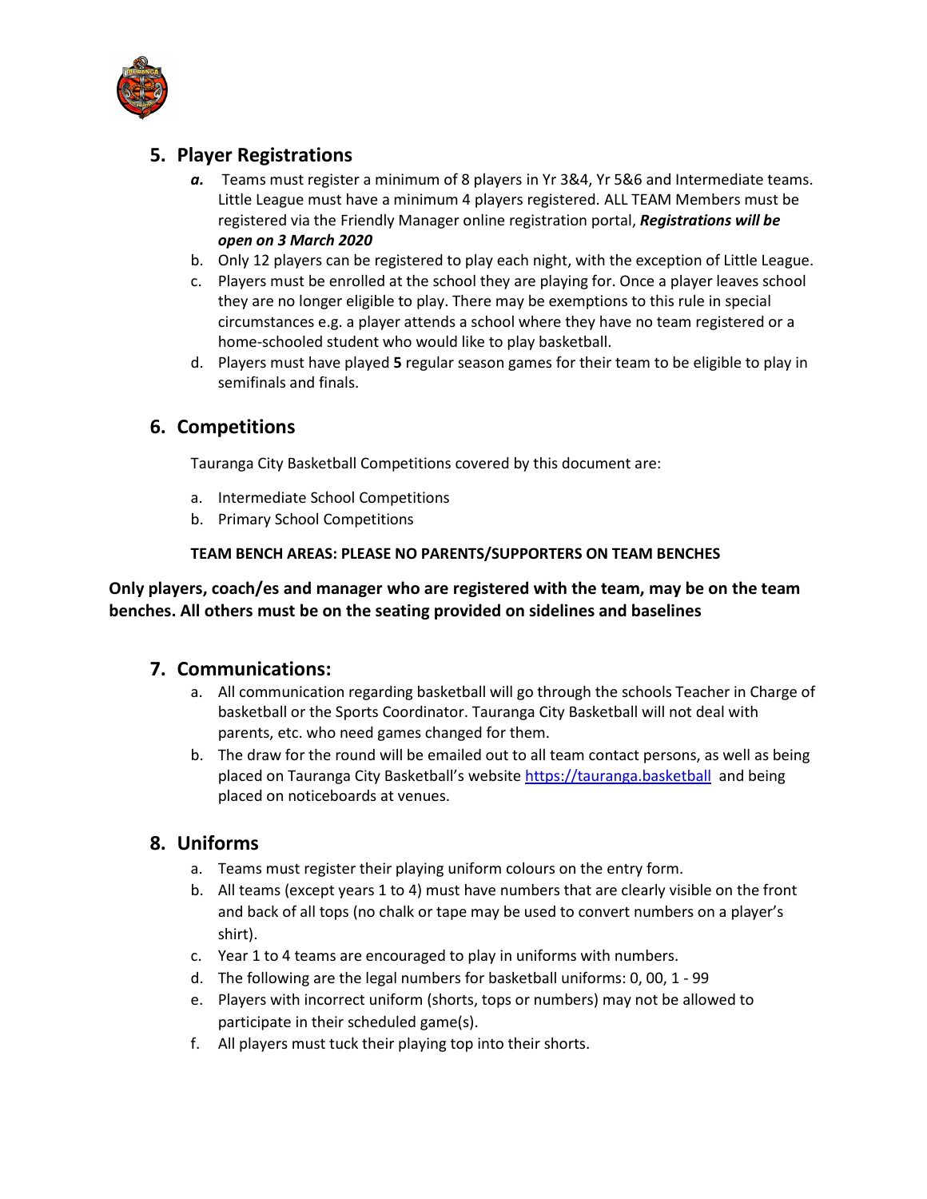## 5. Player Registrations

*a.* Teams must register a minimum of 8 players in Yr 3&4, Yr 5&6 and Intermediate teams. Little League must have a minimum 4 players registered. ALL TEAM Members must be registered via the Friendly Manager online registration portal, ***Registrations will be open on 3 March 2020***

b. Only 12 players can be registered to play each night, with the exception of Little League.

c. Players must be enrolled at the school they are playing for. Once a player leaves school they are no longer eligible to play. There may be exemptions to this rule in special circumstances e.g. a player attends a school where they have no team registered or a home-schooled student who would like to play basketball.

d. Players must have played **5** regular season games for their team to be eligible to play in semifinals and finals.

## 6. Competitions

Tauranga City Basketball Competitions covered by this document are:

a. Intermediate School Competitions
b. Primary School Competitions

**TEAM BENCH AREAS: PLEASE NO PARENTS/SUPPORTERS ON TEAM BENCHES**

**Only players, coach/es and manager who are registered with the team, may be on the team benches. All others must be on the seating provided on sidelines and baselines**

## 7. Communications:

a. All communication regarding basketball will go through the schools Teacher in Charge of basketball or the Sports Coordinator. Tauranga City Basketball will not deal with parents, etc. who need games changed for them.

b. The draw for the round will be emailed out to all team contact persons, as well as being placed on Tauranga City Basketball's website https://tauranga.basketball and being placed on noticeboards at venues.

## 8. Uniforms

a. Teams must register their playing uniform colours on the entry form.

b. All teams (except years 1 to 4) must have numbers that are clearly visible on the front and back of all tops (no chalk or tape may be used to convert numbers on a player's shirt).

c. Year 1 to 4 teams are encouraged to play in uniforms with numbers.

d. The following are the legal numbers for basketball uniforms: 0, 00, 1 - 99

e. Players with incorrect uniform (shorts, tops or numbers) may not be allowed to participate in their scheduled game(s).

f. All players must tuck their playing top into their shorts.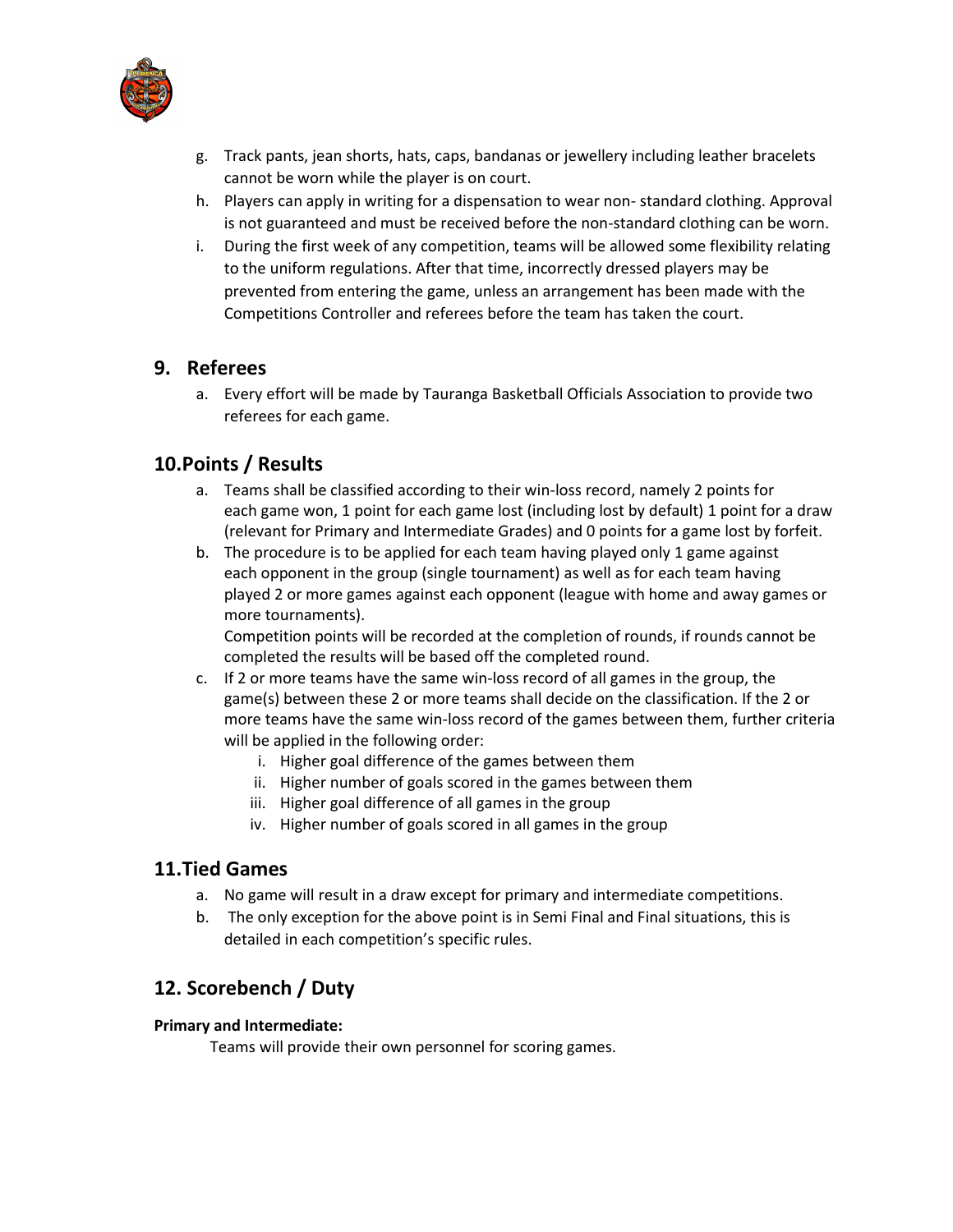g. Track pants, jean shorts, hats, caps, bandanas or jewellery including leather bracelets cannot be worn while the player is on court.
h. Players can apply in writing for a dispensation to wear non- standard clothing. Approval is not guaranteed and must be received before the non-standard clothing can be worn.
i. During the first week of any competition, teams will be allowed some flexibility relating to the uniform regulations. After that time, incorrectly dressed players may be prevented from entering the game, unless an arrangement has been made with the Competitions Controller and referees before the team has taken the court.

## 9. Referees

a. Every effort will be made by Tauranga Basketball Officials Association to provide two referees for each game.

## 10. Points / Results

a. Teams shall be classified according to their win-loss record, namely 2 points for each game won, 1 point for each game lost (including lost by default) 1 point for a draw (relevant for Primary and Intermediate Grades) and 0 points for a game lost by forfeit.
b. The procedure is to be applied for each team having played only 1 game against each opponent in the group (single tournament) as well as for each team having played 2 or more games against each opponent (league with home and away games or more tournaments).
   Competition points will be recorded at the completion of rounds, if rounds cannot be completed the results will be based off the completed round.
c. If 2 or more teams have the same win-loss record of all games in the group, the game(s) between these 2 or more teams shall decide on the classification. If the 2 or more teams have the same win-loss record of the games between them, further criteria will be applied in the following order:
   i. Higher goal difference of the games between them
   ii. Higher number of goals scored in the games between them
   iii. Higher goal difference of all games in the group
   iv. Higher number of goals scored in all games in the group

## 11. Tied Games

a. No game will result in a draw except for primary and intermediate competitions.
b. The only exception for the above point is in Semi Final and Final situations, this is detailed in each competition's specific rules.

## 12. Scorebench / Duty

**Primary and Intermediate:**

Teams will provide their own personnel for scoring games.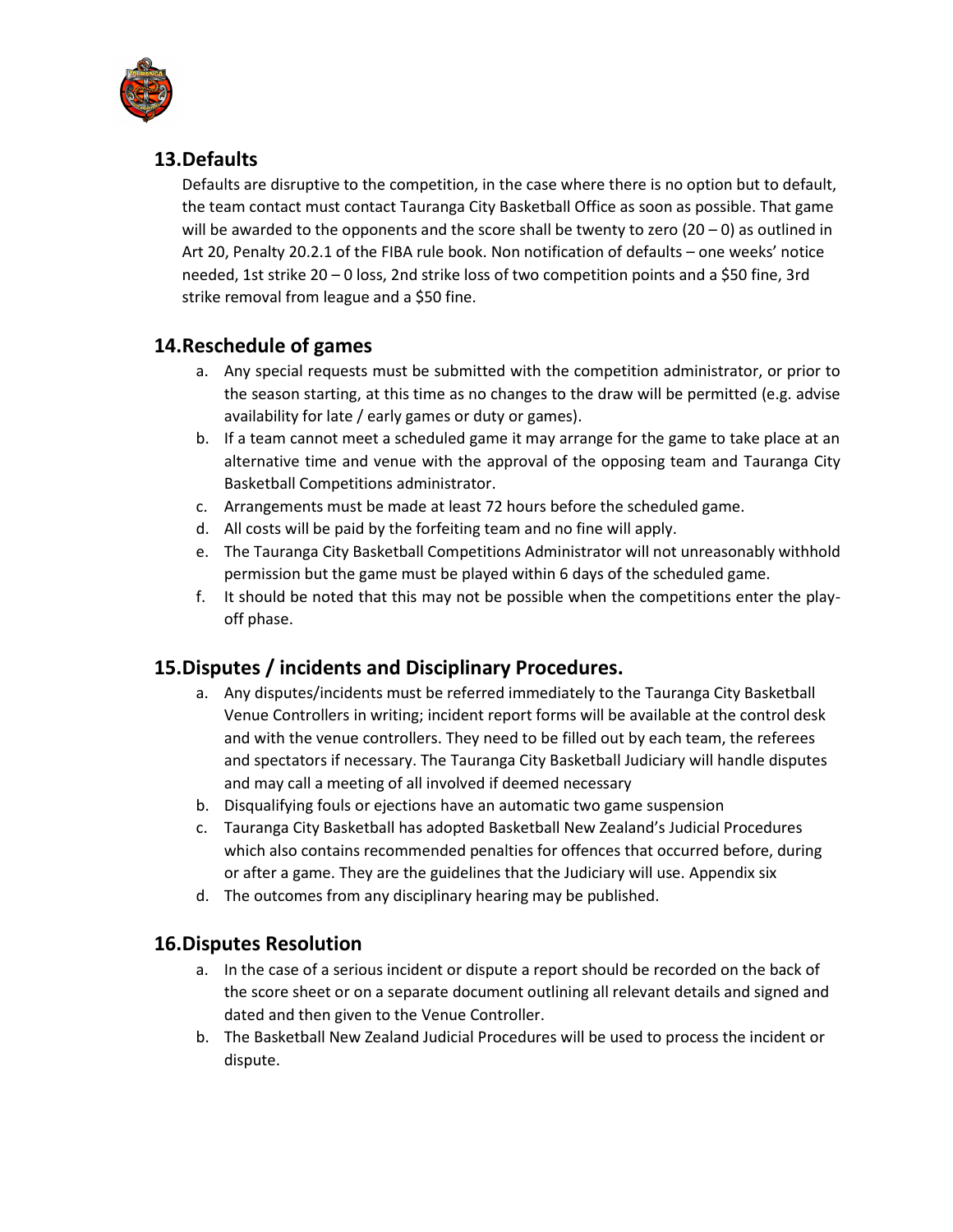## 13. Defaults

Defaults are disruptive to the competition, in the case where there is no option but to default, the team contact must contact Tauranga City Basketball Office as soon as possible. That game will be awarded to the opponents and the score shall be twenty to zero (20 – 0) as outlined in Art 20, Penalty 20.2.1 of the FIBA rule book. Non notification of defaults – one weeks' notice needed, 1st strike 20 – 0 loss, 2nd strike loss of two competition points and a $50 fine, 3rd strike removal from league and a $50 fine.

## 14. Reschedule of games

a. Any special requests must be submitted with the competition administrator, or prior to the season starting, at this time as no changes to the draw will be permitted (e.g. advise availability for late / early games or duty or games).
b. If a team cannot meet a scheduled game it may arrange for the game to take place at an alternative time and venue with the approval of the opposing team and Tauranga City Basketball Competitions administrator.
c. Arrangements must be made at least 72 hours before the scheduled game.
d. All costs will be paid by the forfeiting team and no fine will apply.
e. The Tauranga City Basketball Competitions Administrator will not unreasonably withhold permission but the game must be played within 6 days of the scheduled game.
f. It should be noted that this may not be possible when the competitions enter the play-off phase.

## 15. Disputes / incidents and Disciplinary Procedures.

a. Any disputes/incidents must be referred immediately to the Tauranga City Basketball Venue Controllers in writing; incident report forms will be available at the control desk and with the venue controllers. They need to be filled out by each team, the referees and spectators if necessary. The Tauranga City Basketball Judiciary will handle disputes and may call a meeting of all involved if deemed necessary
b. Disqualifying fouls or ejections have an automatic two game suspension
c. Tauranga City Basketball has adopted Basketball New Zealand's Judicial Procedures which also contains recommended penalties for offences that occurred before, during or after a game. They are the guidelines that the Judiciary will use. Appendix six
d. The outcomes from any disciplinary hearing may be published.

## 16. Disputes Resolution

a. In the case of a serious incident or dispute a report should be recorded on the back of the score sheet or on a separate document outlining all relevant details and signed and dated and then given to the Venue Controller.
b. The Basketball New Zealand Judicial Procedures will be used to process the incident or dispute.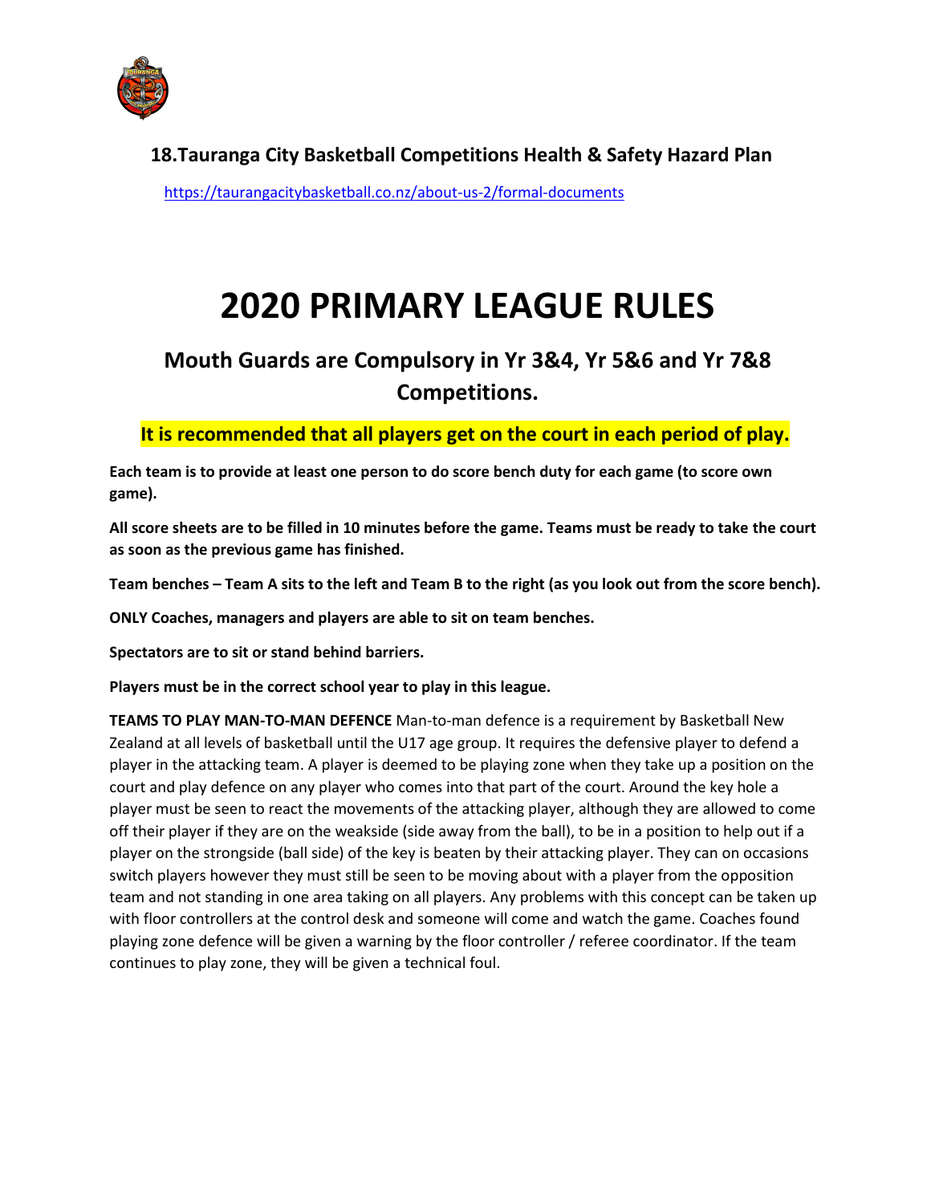**18.Tauranga City Basketball Competitions Health & Safety Hazard Plan**

https://taurangacitybasketball.co.nz/about-us-2/formal-documents

# 2020 PRIMARY LEAGUE RULES

## Mouth Guards are Compulsory in Yr 3&4, Yr 5&6 and Yr 7&8 Competitions.

**It is recommended that all players get on the court in each period of play.**

**Each team is to provide at least one person to do score bench duty for each game (to score own game).**

**All score sheets are to be filled in 10 minutes before the game. Teams must be ready to take the court as soon as the previous game has finished.**

**Team benches – Team A sits to the left and Team B to the right (as you look out from the score bench).**

**ONLY Coaches, managers and players are able to sit on team benches.**

**Spectators are to sit or stand behind barriers.**

**Players must be in the correct school year to play in this league.**

**TEAMS TO PLAY MAN-TO-MAN DEFENCE** Man-to-man defence is a requirement by Basketball New Zealand at all levels of basketball until the U17 age group. It requires the defensive player to defend a player in the attacking team. A player is deemed to be playing zone when they take up a position on the court and play defence on any player who comes into that part of the court. Around the key hole a player must be seen to react the movements of the attacking player, although they are allowed to come off their player if they are on the weakside (side away from the ball), to be in a position to help out if a player on the strongside (ball side) of the key is beaten by their attacking player. They can on occasions switch players however they must still be seen to be moving about with a player from the opposition team and not standing in one area taking on all players. Any problems with this concept can be taken up with floor controllers at the control desk and someone will come and watch the game. Coaches found playing zone defence will be given a warning by the floor controller / referee coordinator. If the team continues to play zone, they will be given a technical foul.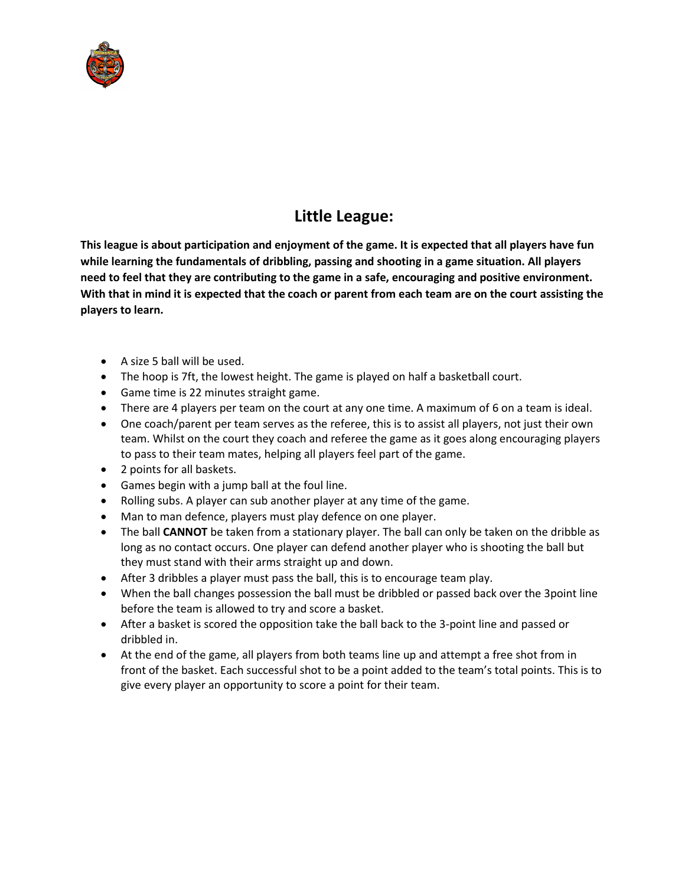## Little League:

**This league is about participation and enjoyment of the game. It is expected that all players have fun while learning the fundamentals of dribbling, passing and shooting in a game situation. All players need to feel that they are contributing to the game in a safe, encouraging and positive environment. With that in mind it is expected that the coach or parent from each team are on the court assisting the players to learn.**

- A size 5 ball will be used.
- The hoop is 7ft, the lowest height. The game is played on half a basketball court.
- Game time is 22 minutes straight game.
- There are 4 players per team on the court at any one time. A maximum of 6 on a team is ideal.
- One coach/parent per team serves as the referee, this is to assist all players, not just their own team. Whilst on the court they coach and referee the game as it goes along encouraging players to pass to their team mates, helping all players feel part of the game.
- 2 points for all baskets.
- Games begin with a jump ball at the foul line.
- Rolling subs. A player can sub another player at any time of the game.
- Man to man defence, players must play defence on one player.
- The ball **CANNOT** be taken from a stationary player. The ball can only be taken on the dribble as long as no contact occurs. One player can defend another player who is shooting the ball but they must stand with their arms straight up and down.
- After 3 dribbles a player must pass the ball, this is to encourage team play.
- When the ball changes possession the ball must be dribbled or passed back over the 3point line before the team is allowed to try and score a basket.
- After a basket is scored the opposition take the ball back to the 3-point line and passed or dribbled in.
- At the end of the game, all players from both teams line up and attempt a free shot from in front of the basket. Each successful shot to be a point added to the team's total points. This is to give every player an opportunity to score a point for their team.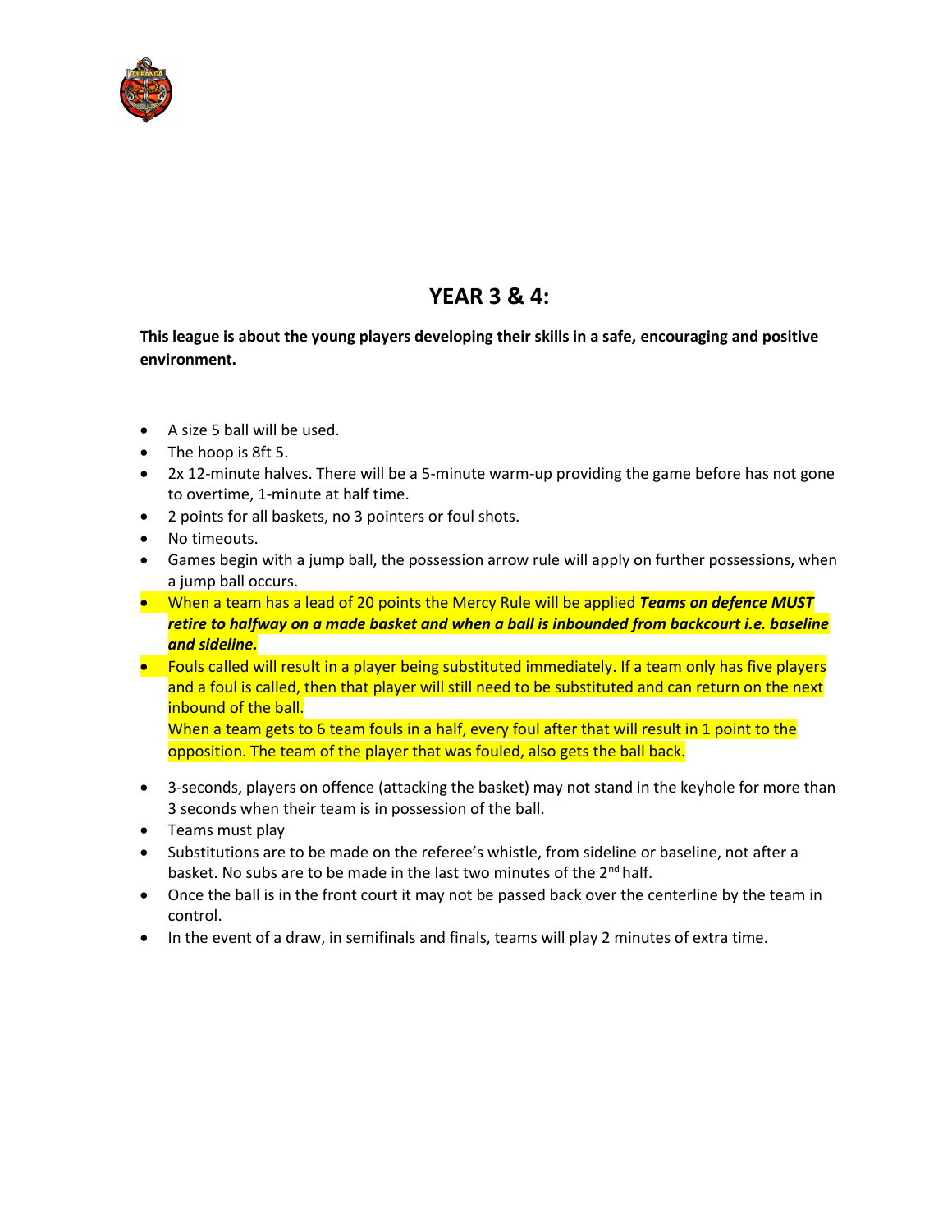# YEAR 3 & 4:

**This league is about the young players developing their skills in a safe, encouraging and positive environment.**

- A size 5 ball will be used.
- The hoop is 8ft 5.
- 2x 12-minute halves. There will be a 5-minute warm-up providing the game before has not gone to overtime, 1-minute at half time.
- 2 points for all baskets, no 3 pointers or foul shots.
- No timeouts.
- Games begin with a jump ball, the possession arrow rule will apply on further possessions, when a jump ball occurs.
- When a team has a lead of 20 points the Mercy Rule will be applied ***Teams on defence MUST retire to halfway on a made basket and when a ball is inbounded from backcourt i.e. baseline and sideline.***
- Fouls called will result in a player being substituted immediately. If a team only has five players and a foul is called, then that player will still need to be substituted and can return on the next inbound of the ball.
  When a team gets to 6 team fouls in a half, every foul after that will result in 1 point to the opposition. The team of the player that was fouled, also gets the ball back.
- 3-seconds, players on offence (attacking the basket) may not stand in the keyhole for more than 3 seconds when their team is in possession of the ball.
- Teams must play
- Substitutions are to be made on the referee's whistle, from sideline or baseline, not after a basket. No subs are to be made in the last two minutes of the 2nd half.
- Once the ball is in the front court it may not be passed back over the centerline by the team in control.
- In the event of a draw, in semifinals and finals, teams will play 2 minutes of extra time.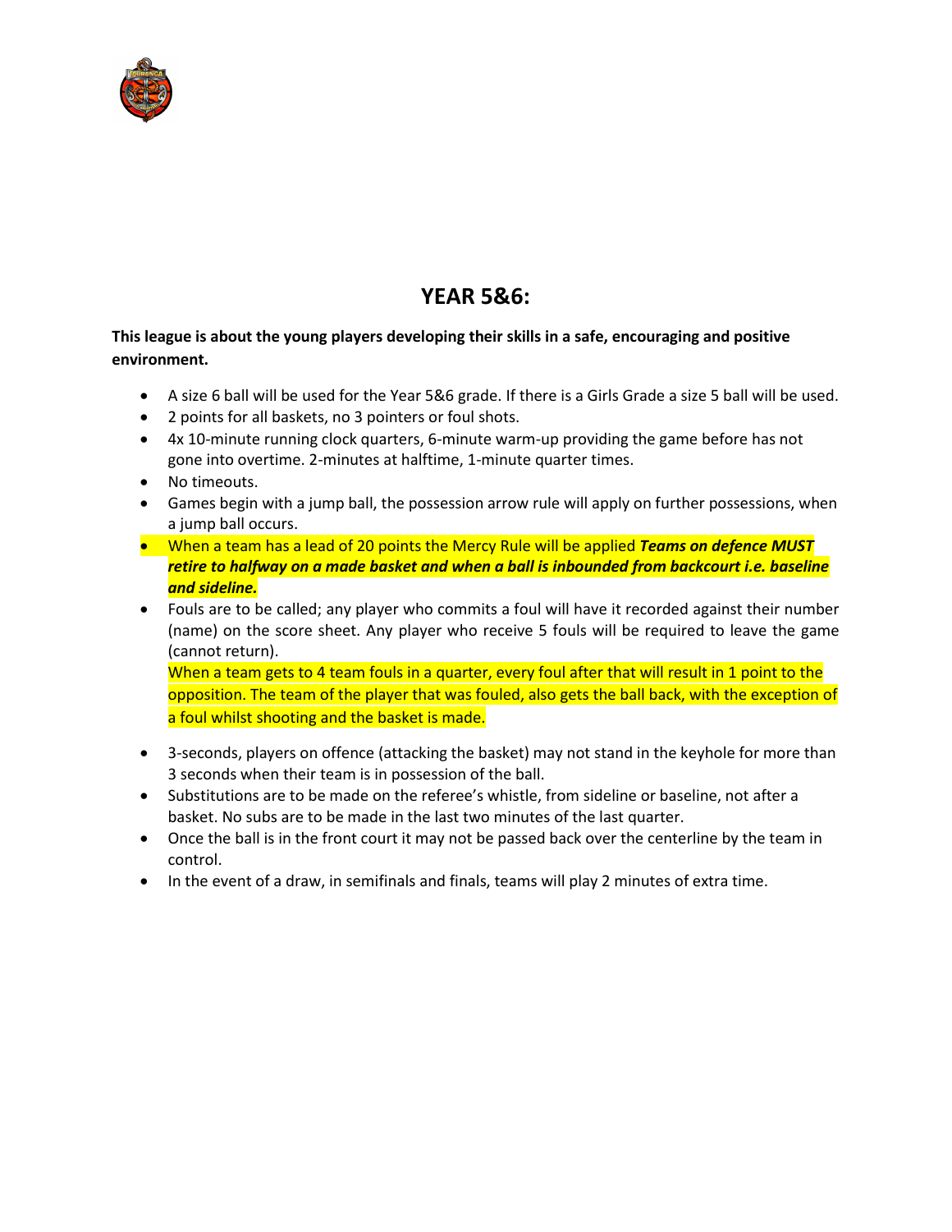## YEAR 5&6:

**This league is about the young players developing their skills in a safe, encouraging and positive environment.**

- A size 6 ball will be used for the Year 5&6 grade. If there is a Girls Grade a size 5 ball will be used.
- 2 points for all baskets, no 3 pointers or foul shots.
- 4x 10-minute running clock quarters, 6-minute warm-up providing the game before has not gone into overtime. 2-minutes at halftime, 1-minute quarter times.
- No timeouts.
- Games begin with a jump ball, the possession arrow rule will apply on further possessions, when a jump ball occurs.
- When a team has a lead of 20 points the Mercy Rule will be applied ***Teams on defence MUST retire to halfway on a made basket and when a ball is inbounded from backcourt i.e. baseline and sideline.***
- Fouls are to be called; any player who commits a foul will have it recorded against their number (name) on the score sheet. Any player who receive 5 fouls will be required to leave the game (cannot return).
  When a team gets to 4 team fouls in a quarter, every foul after that will result in 1 point to the opposition. The team of the player that was fouled, also gets the ball back, with the exception of a foul whilst shooting and the basket is made.
- 3-seconds, players on offence (attacking the basket) may not stand in the keyhole for more than 3 seconds when their team is in possession of the ball.
- Substitutions are to be made on the referee's whistle, from sideline or baseline, not after a basket. No subs are to be made in the last two minutes of the last quarter.
- Once the ball is in the front court it may not be passed back over the centerline by the team in control.
- In the event of a draw, in semifinals and finals, teams will play 2 minutes of extra time.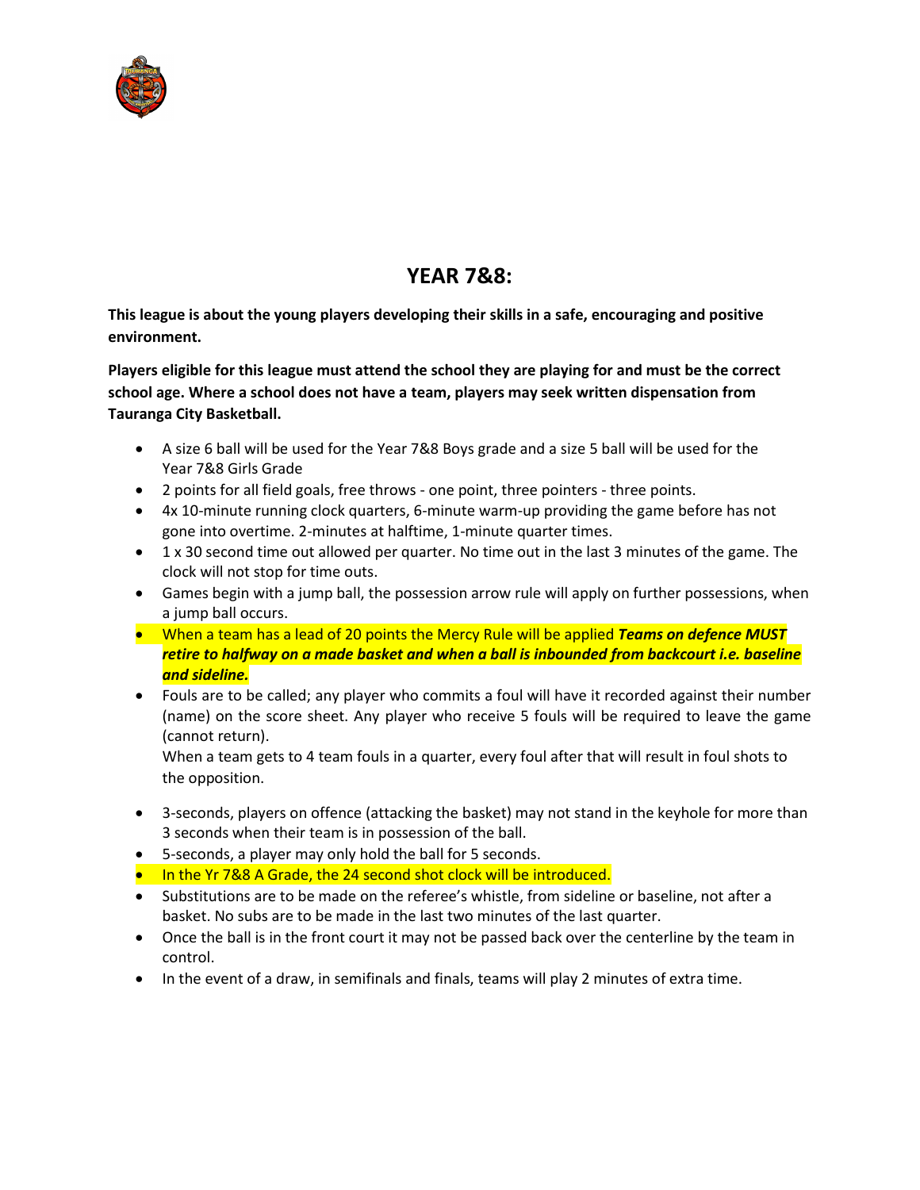# YEAR 7&8:

**This league is about the young players developing their skills in a safe, encouraging and positive environment.**

**Players eligible for this league must attend the school they are playing for and must be the correct school age. Where a school does not have a team, players may seek written dispensation from Tauranga City Basketball.**

- A size 6 ball will be used for the Year 7&8 Boys grade and a size 5 ball will be used for the Year 7&8 Girls Grade
- 2 points for all field goals, free throws - one point, three pointers - three points.
- 4x 10-minute running clock quarters, 6-minute warm-up providing the game before has not gone into overtime. 2-minutes at halftime, 1-minute quarter times.
- 1 x 30 second time out allowed per quarter. No time out in the last 3 minutes of the game. The clock will not stop for time outs.
- Games begin with a jump ball, the possession arrow rule will apply on further possessions, when a jump ball occurs.
- When a team has a lead of 20 points the Mercy Rule will be applied ***Teams on defence MUST retire to halfway on a made basket and when a ball is inbounded from backcourt i.e. baseline and sideline.***
- Fouls are to be called; any player who commits a foul will have it recorded against their number (name) on the score sheet. Any player who receive 5 fouls will be required to leave the game (cannot return).
  When a team gets to 4 team fouls in a quarter, every foul after that will result in foul shots to the opposition.
- 3-seconds, players on offence (attacking the basket) may not stand in the keyhole for more than 3 seconds when their team is in possession of the ball.
- 5-seconds, a player may only hold the ball for 5 seconds.
- In the Yr 7&8 A Grade, the 24 second shot clock will be introduced.
- Substitutions are to be made on the referee's whistle, from sideline or baseline, not after a basket. No subs are to be made in the last two minutes of the last quarter.
- Once the ball is in the front court it may not be passed back over the centerline by the team in control.
- In the event of a draw, in semifinals and finals, teams will play 2 minutes of extra time.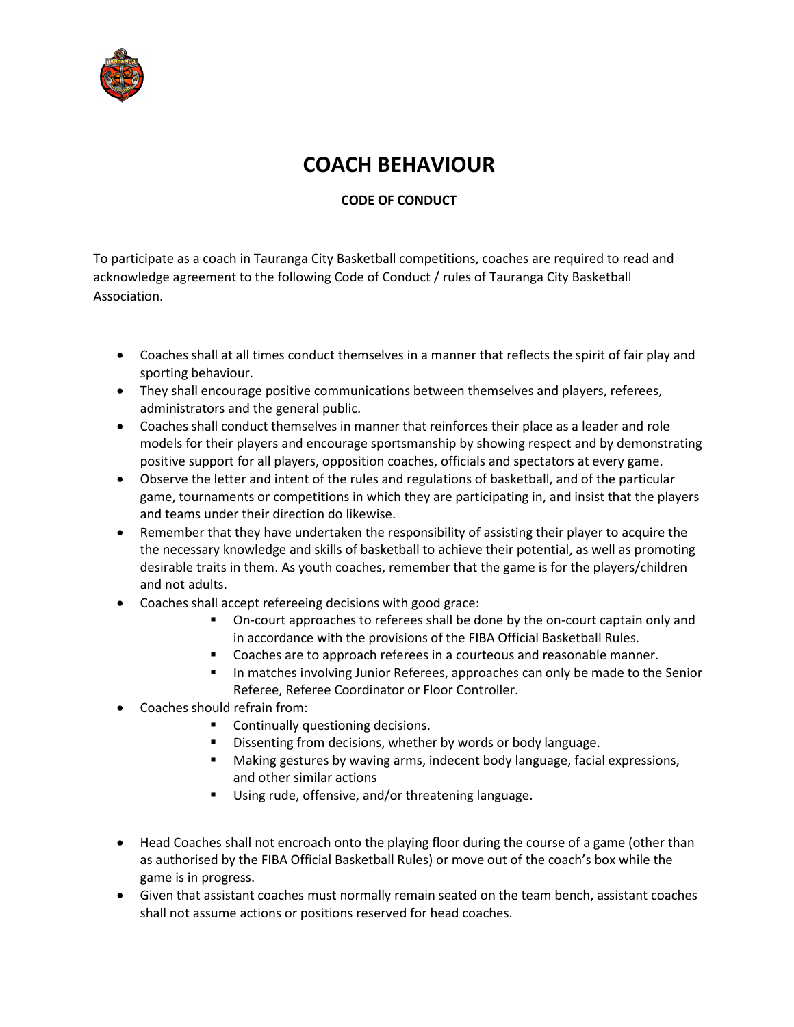# COACH BEHAVIOUR

**CODE OF CONDUCT**

To participate as a coach in Tauranga City Basketball competitions, coaches are required to read and acknowledge agreement to the following Code of Conduct / rules of Tauranga City Basketball Association.

- Coaches shall at all times conduct themselves in a manner that reflects the spirit of fair play and sporting behaviour.
- They shall encourage positive communications between themselves and players, referees, administrators and the general public.
- Coaches shall conduct themselves in manner that reinforces their place as a leader and role models for their players and encourage sportsmanship by showing respect and by demonstrating positive support for all players, opposition coaches, officials and spectators at every game.
- Observe the letter and intent of the rules and regulations of basketball, and of the particular game, tournaments or competitions in which they are participating in, and insist that the players and teams under their direction do likewise.
- Remember that they have undertaken the responsibility of assisting their player to acquire the the necessary knowledge and skills of basketball to achieve their potential, as well as promoting desirable traits in them. As youth coaches, remember that the game is for the players/children and not adults.
- Coaches shall accept refereeing decisions with good grace:
  - On-court approaches to referees shall be done by the on-court captain only and in accordance with the provisions of the FIBA Official Basketball Rules.
  - Coaches are to approach referees in a courteous and reasonable manner.
  - In matches involving Junior Referees, approaches can only be made to the Senior Referee, Referee Coordinator or Floor Controller.
- Coaches should refrain from:
  - Continually questioning decisions.
  - Dissenting from decisions, whether by words or body language.
  - Making gestures by waving arms, indecent body language, facial expressions, and other similar actions
  - Using rude, offensive, and/or threatening language.

- Head Coaches shall not encroach onto the playing floor during the course of a game (other than as authorised by the FIBA Official Basketball Rules) or move out of the coach's box while the game is in progress.
- Given that assistant coaches must normally remain seated on the team bench, assistant coaches shall not assume actions or positions reserved for head coaches.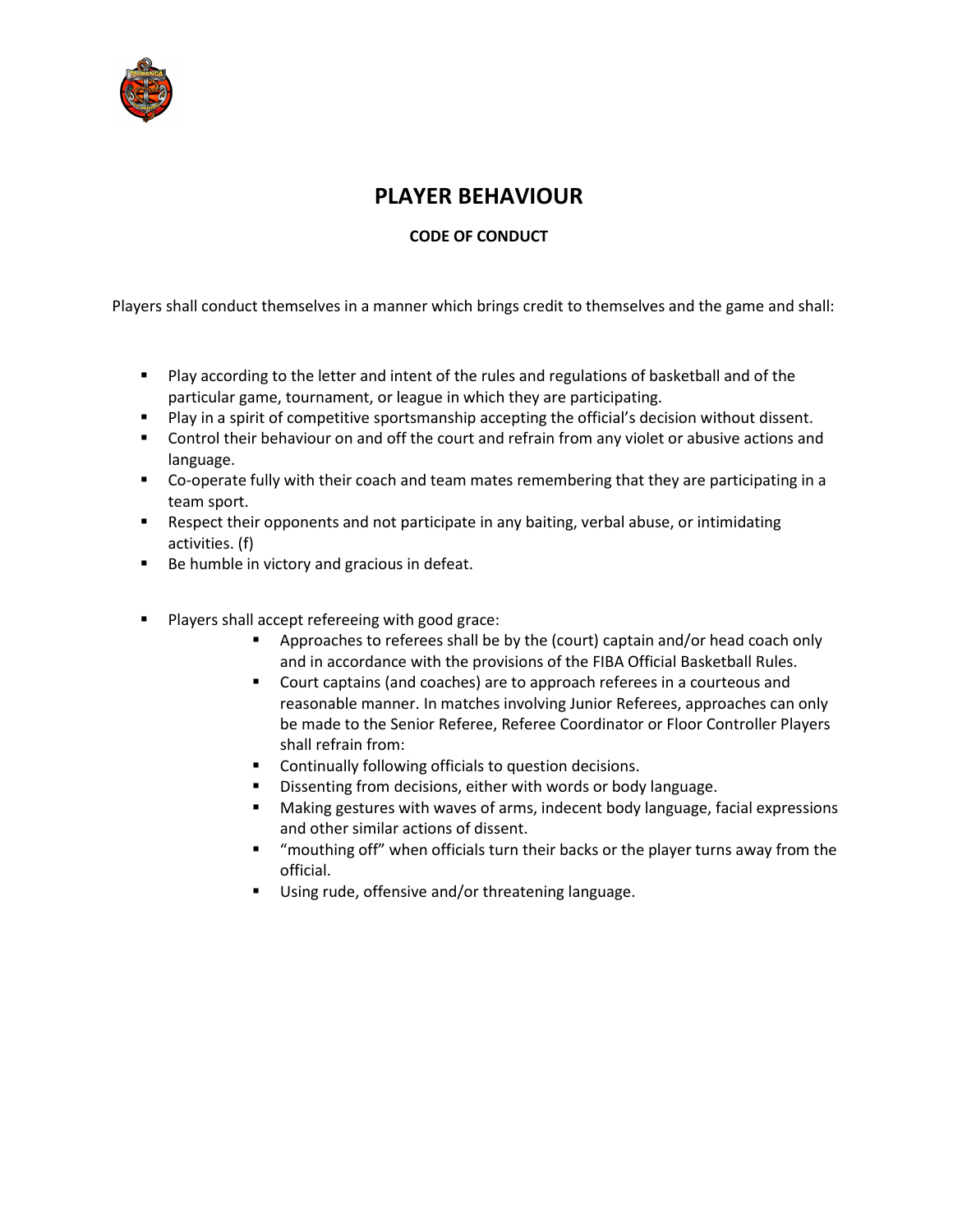# PLAYER BEHAVIOUR

### CODE OF CONDUCT

Players shall conduct themselves in a manner which brings credit to themselves and the game and shall:

- Play according to the letter and intent of the rules and regulations of basketball and of the particular game, tournament, or league in which they are participating.
- Play in a spirit of competitive sportsmanship accepting the official's decision without dissent.
- Control their behaviour on and off the court and refrain from any violet or abusive actions and language.
- Co-operate fully with their coach and team mates remembering that they are participating in a team sport.
- Respect their opponents and not participate in any baiting, verbal abuse, or intimidating activities. (f)
- Be humble in victory and gracious in defeat.

- Players shall accept refereeing with good grace:
  - Approaches to referees shall be by the (court) captain and/or head coach only and in accordance with the provisions of the FIBA Official Basketball Rules.
  - Court captains (and coaches) are to approach referees in a courteous and reasonable manner. In matches involving Junior Referees, approaches can only be made to the Senior Referee, Referee Coordinator or Floor Controller Players shall refrain from:
  - Continually following officials to question decisions.
  - Dissenting from decisions, either with words or body language.
  - Making gestures with waves of arms, indecent body language, facial expressions and other similar actions of dissent.
  - "mouthing off" when officials turn their backs or the player turns away from the official.
  - Using rude, offensive and/or threatening language.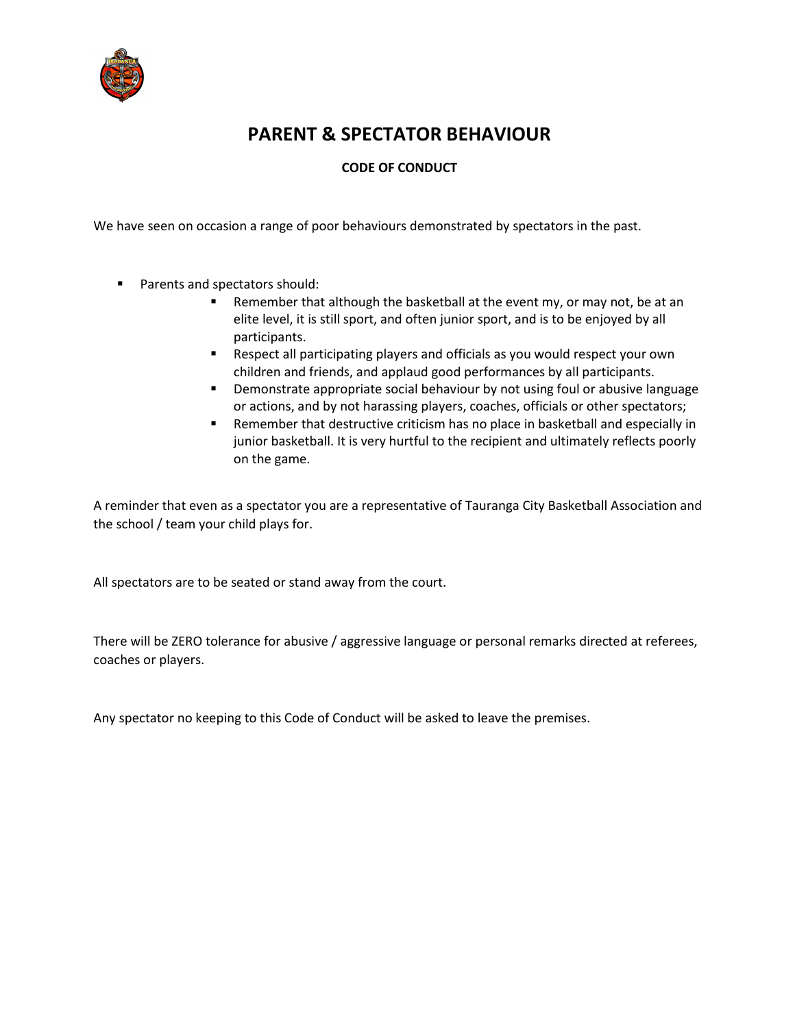# PARENT & SPECTATOR BEHAVIOUR

**CODE OF CONDUCT**

We have seen on occasion a range of poor behaviours demonstrated by spectators in the past.

- Parents and spectators should:
  - Remember that although the basketball at the event my, or may not, be at an elite level, it is still sport, and often junior sport, and is to be enjoyed by all participants.
  - Respect all participating players and officials as you would respect your own children and friends, and applaud good performances by all participants.
  - Demonstrate appropriate social behaviour by not using foul or abusive language or actions, and by not harassing players, coaches, officials or other spectators;
  - Remember that destructive criticism has no place in basketball and especially in junior basketball. It is very hurtful to the recipient and ultimately reflects poorly on the game.

A reminder that even as a spectator you are a representative of Tauranga City Basketball Association and the school / team your child plays for.

All spectators are to be seated or stand away from the court.

There will be ZERO tolerance for abusive / aggressive language or personal remarks directed at referees, coaches or players.

Any spectator no keeping to this Code of Conduct will be asked to leave the premises.